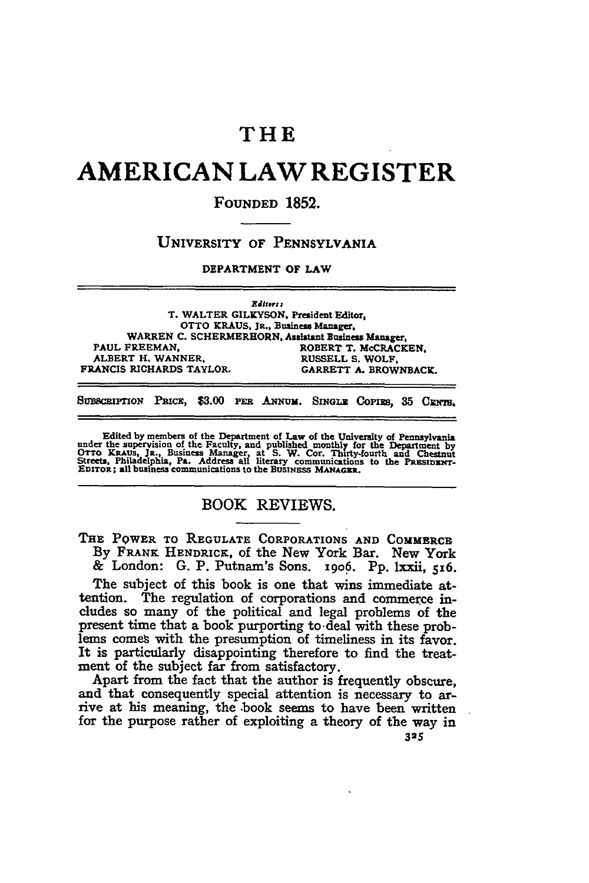# THE

# AMERICAN LAW REGISTER

FOUNDED 1852.

UNIVERSITY OF PENNSYLVANIA

DEPARTMENT OF LAW

*Editors:*

T. WALTER GILKYSON, President Editor,
OTTO KRAUS, JR., Business Manager,
WARREN C. SCHERMERHORN, Assistant Business Manager,

PAUL FREEMAN, ROBERT T. McCRACKEN,
ALBERT H. WANNER, RUSSELL S. WOLF,
FRANCIS RICHARDS TAYLOR. GARRETT A. BROWNBACK.

SUBSCRIPTION PRICE, $3.00 PER ANNUM. SINGLE COPIES, 35 CENTS.

Edited by members of the Department of Law of the University of Pennsylvania under the supervision of the Faculty, and published monthly for the Department by OTTO KRAUS, JR., Business Manager, at S. W. Cor. Thirty-fourth and Chestnut Streets, Philadelphia, Pa. Address all literary communications to the PRESIDENT-EDITOR; all business communications to the BUSINESS MANAGER.

## BOOK REVIEWS.

THE POWER TO REGULATE CORPORATIONS AND COMMERCE By FRANK HENDRICK, of the New York Bar. New York & London: G. P. Putnam's Sons. 1906. Pp. lxxii, 516.

The subject of this book is one that wins immediate attention. The regulation of corporations and commerce includes so many of the political and legal problems of the present time that a book purporting to deal with these problems comes with the presumption of timeliness in its favor. It is particularly disappointing therefore to find the treatment of the subject far from satisfactory.

Apart from the fact that the author is frequently obscure, and that consequently special attention is necessary to arrive at his meaning, the book seems to have been written for the purpose rather of exploiting a theory of the way in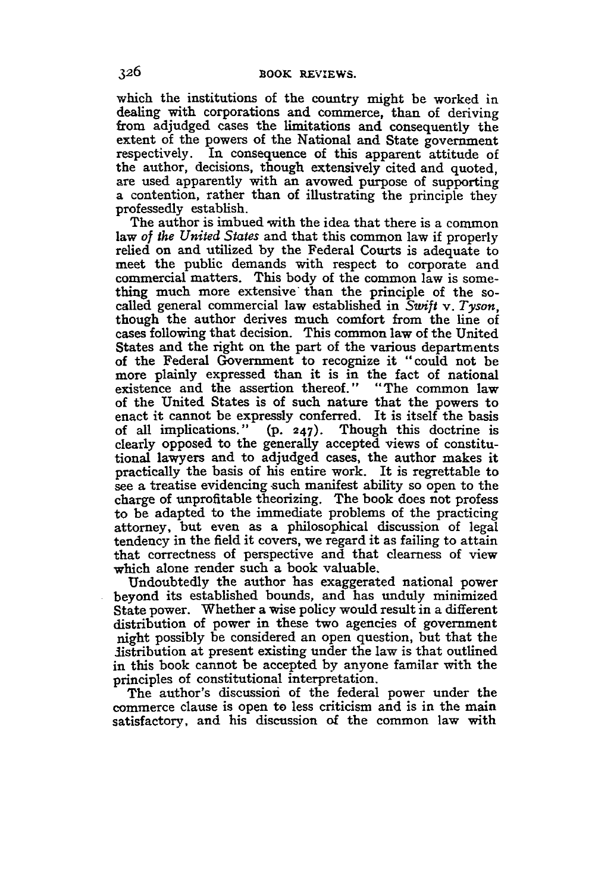which the institutions of the country might be worked in dealing with corporations and commerce, than of deriving from adjudged cases the limitations and consequently the extent of the powers of the National and State government respectively. In consequence of this apparent attitude of the author, decisions, though extensively cited and quoted, are used apparently with an avowed purpose of supporting a contention, rather than of illustrating the principle they professedly establish.

The author is imbued with the idea that there is a common law *of the United States* and that this common law if properly relied on and utilized by the Federal Courts is adequate to meet the public demands with respect to corporate and commercial matters. This body of the common law is something much more extensive than the principle of the so-called general commercial law established in *Swift* v. *Tyson*, though the author derives much comfort from the line of cases following that decision. This common law of the United States and the right on the part of the various departments of the Federal Government to recognize it "could not be more plainly expressed than it is in the fact of national existence and the assertion thereof." "The common law of the United States is of such nature that the powers to enact it cannot be expressly conferred. It is itself the basis of all implications." (p. 247). Though this doctrine is clearly opposed to the generally accepted views of constitutional lawyers and to adjudged cases, the author makes it practically the basis of his entire work. It is regrettable to see a treatise evidencing such manifest ability so open to the charge of unprofitable theorizing. The book does not profess to be adapted to the immediate problems of the practicing attorney, but even as a philosophical discussion of legal tendency in the field it covers, we regard it as failing to attain that correctness of perspective and that clearness of view which alone render such a book valuable.

Undoubtedly the author has exaggerated national power beyond its established bounds, and has unduly minimized State power. Whether a wise policy would result in a different distribution of power in these two agencies of government might possibly be considered an open question, but that the distribution at present existing under the law is that outlined in this book cannot be accepted by anyone familar with the principles of constitutional interpretation.

The author's discussion of the federal power under the commerce clause is open to less criticism and is in the main satisfactory, and his discussion of the common law with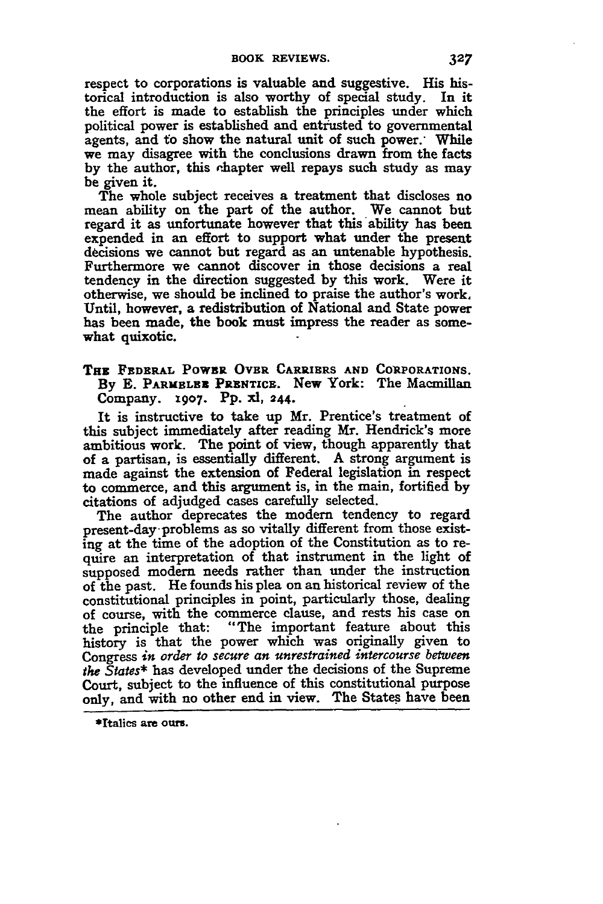respect to corporations is valuable and suggestive. His historical introduction is also worthy of special study. In it the effort is made to establish the principles under which political power is established and entrusted to governmental agents, and to show the natural unit of such power. While we may disagree with the conclusions drawn from the facts by the author, this chapter well repays such study as may be given it.

The whole subject receives a treatment that discloses no mean ability on the part of the author. We cannot but regard it as unfortunate however that this ability has been expended in an effort to support what under the present decisions we cannot but regard as an untenable hypothesis. Furthermore we cannot discover in those decisions a real tendency in the direction suggested by this work. Were it otherwise, we should be inclined to praise the author's work. Until, however, a redistribution of National and State power has been made, the book must impress the reader as somewhat quixotic.

**THE FEDERAL POWER OVER CARRIERS AND CORPORATIONS.** By E. PARMELEE PRENTICE. New York: The Macmillan Company. 1907. Pp. xl, 244.

It is instructive to take up Mr. Prentice's treatment of this subject immediately after reading Mr. Hendrick's more ambitious work. The point of view, though apparently that of a partisan, is essentially different. A strong argument is made against the extension of Federal legislation in respect to commerce, and this argument is, in the main, fortified by citations of adjudged cases carefully selected.

The author deprecates the modern tendency to regard present-day problems as so vitally different from those existing at the time of the adoption of the Constitution as to require an interpretation of that instrument in the light of supposed modern needs rather than under the instruction of the past. He founds his plea on an historical review of the constitutional principles in point, particularly those, dealing of course, with the commerce clause, and rests his case on the principle that: "The important feature about this history is that the power which was originally given to Congress *in order to secure an unrestrained intercourse between the States** has developed under the decisions of the Supreme Court, subject to the influence of this constitutional purpose only, and with no other end in view. The States have been

*Italics are ours.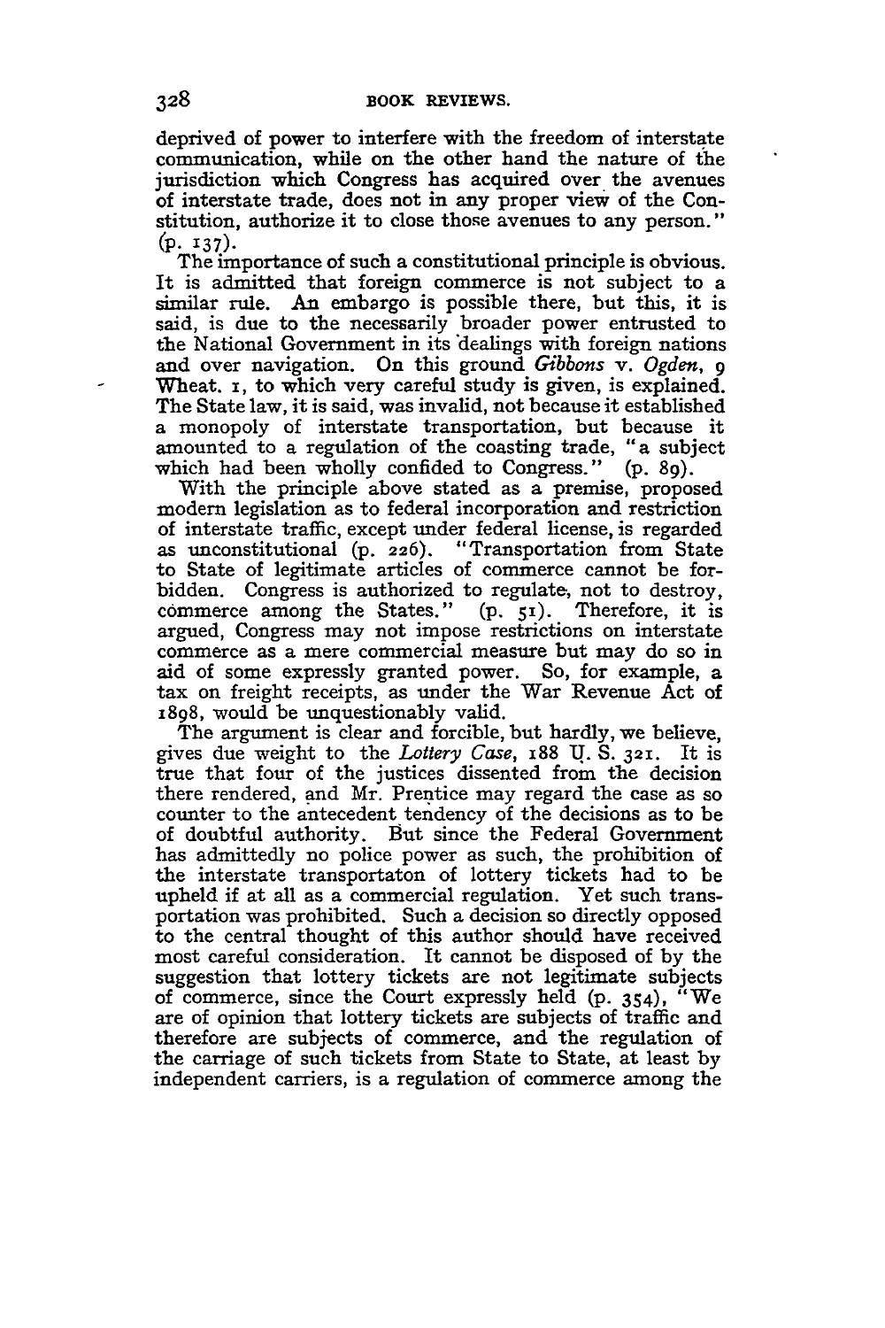deprived of power to interfere with the freedom of interstate communication, while on the other hand the nature of the jurisdiction which Congress has acquired over the avenues of interstate trade, does not in any proper view of the Constitution, authorize it to close those avenues to any person." (p. 137).

The importance of such a constitutional principle is obvious. It is admitted that foreign commerce is not subject to a similar rule. An embargo is possible there, but this, it is said, is due to the necessarily broader power entrusted to the National Government in its dealings with foreign nations and over navigation. On this ground *Gibbons* v. *Ogden*, 9 Wheat. 1, to which very careful study is given, is explained. The State law, it is said, was invalid, not because it established a monopoly of interstate transportation, but because it amounted to a regulation of the coasting trade, "a subject which had been wholly confided to Congress." (p. 89).

With the principle above stated as a premise, proposed modern legislation as to federal incorporation and restriction of interstate traffic, except under federal license, is regarded as unconstitutional (p. 226). "Transportation from State to State of legitimate articles of commerce cannot be forbidden. Congress is authorized to regulate, not to destroy, commerce among the States." (p. 51). Therefore, it is argued, Congress may not impose restrictions on interstate commerce as a mere commercial measure but may do so in aid of some expressly granted power. So, for example, a tax on freight receipts, as under the War Revenue Act of 1898, would be unquestionably valid.

The argument is clear and forcible, but hardly, we believe, gives due weight to the *Lottery Case*, 188 U. S. 321. It is true that four of the justices dissented from the decision there rendered, and Mr. Prentice may regard the case as so counter to the antecedent tendency of the decisions as to be of doubtful authority. But since the Federal Government has admittedly no police power as such, the prohibition of the interstate transportaton of lottery tickets had to be upheld if at all as a commercial regulation. Yet such transportation was prohibited. Such a decision so directly opposed to the central thought of this author should have received most careful consideration. It cannot be disposed of by the suggestion that lottery tickets are not legitimate subjects of commerce, since the Court expressly held (p. 354), "We are of opinion that lottery tickets are subjects of traffic and therefore are subjects of commerce, and the regulation of the carriage of such tickets from State to State, at least by independent carriers, is a regulation of commerce among the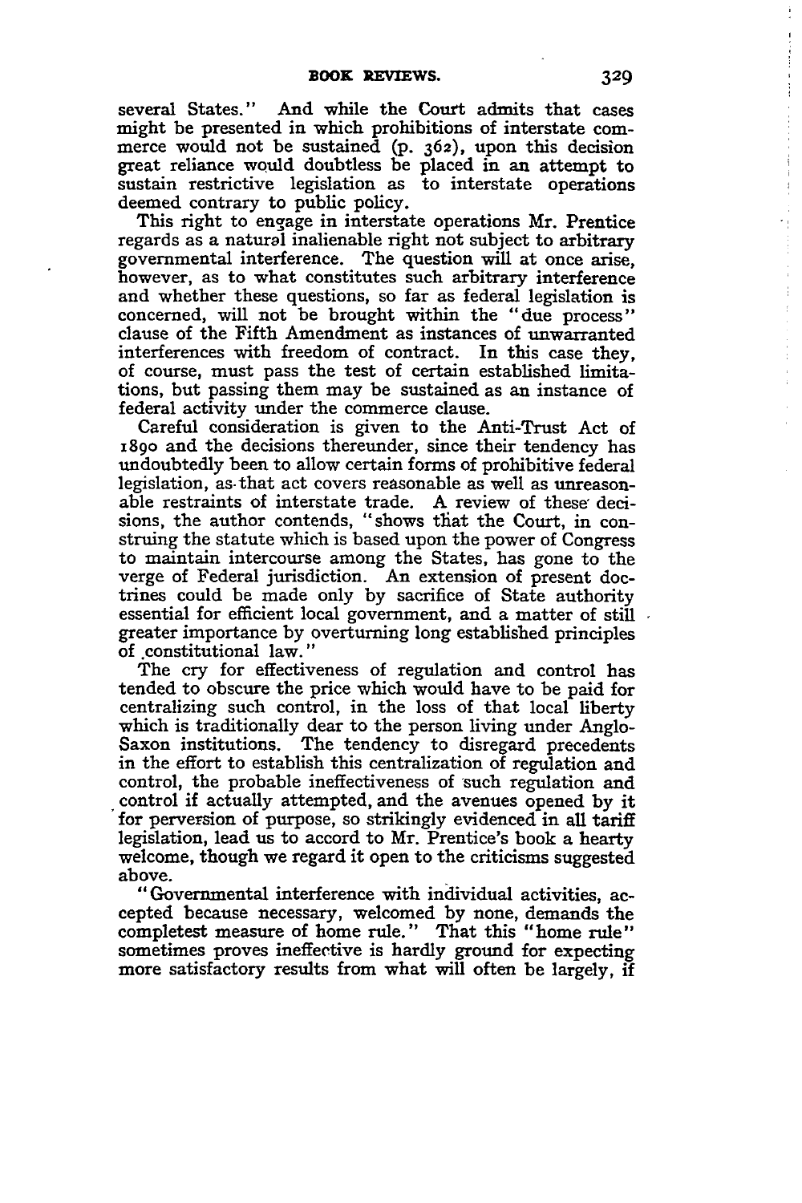several States." And while the Court admits that cases might be presented in which prohibitions of interstate commerce would not be sustained (p. 362), upon this decision great reliance would doubtless be placed in an attempt to sustain restrictive legislation as to interstate operations deemed contrary to public policy.

This right to engage in interstate operations Mr. Prentice regards as a natural inalienable right not subject to arbitrary governmental interference. The question will at once arise, however, as to what constitutes such arbitrary interference and whether these questions, so far as federal legislation is concerned, will not be brought within the "due process" clause of the Fifth Amendment as instances of unwarranted interferences with freedom of contract. In this case they, of course, must pass the test of certain established limitations, but passing them may be sustained as an instance of federal activity under the commerce clause.

Careful consideration is given to the Anti-Trust Act of 1890 and the decisions thereunder, since their tendency has undoubtedly been to allow certain forms of prohibitive federal legislation, as that act covers reasonable as well as unreasonable restraints of interstate trade. A review of these decisions, the author contends, "shows that the Court, in construing the statute which is based upon the power of Congress to maintain intercourse among the States, has gone to the verge of Federal jurisdiction. An extension of present doctrines could be made only by sacrifice of State authority essential for efficient local government, and a matter of still greater importance by overturning long established principles of constitutional law."

The cry for effectiveness of regulation and control has tended to obscure the price which would have to be paid for centralizing such control, in the loss of that local liberty which is traditionally dear to the person living under Anglo-Saxon institutions. The tendency to disregard precedents in the effort to establish this centralization of regulation and control, the probable ineffectiveness of such regulation and control if actually attempted, and the avenues opened by it for perversion of purpose, so strikingly evidenced in all tariff legislation, lead us to accord to Mr. Prentice's book a hearty welcome, though we regard it open to the criticisms suggested above.

"Governmental interference with individual activities, accepted because necessary, welcomed by none, demands the completest measure of home rule." That this "home rule" sometimes proves ineffective is hardly ground for expecting more satisfactory results from what will often be largely, if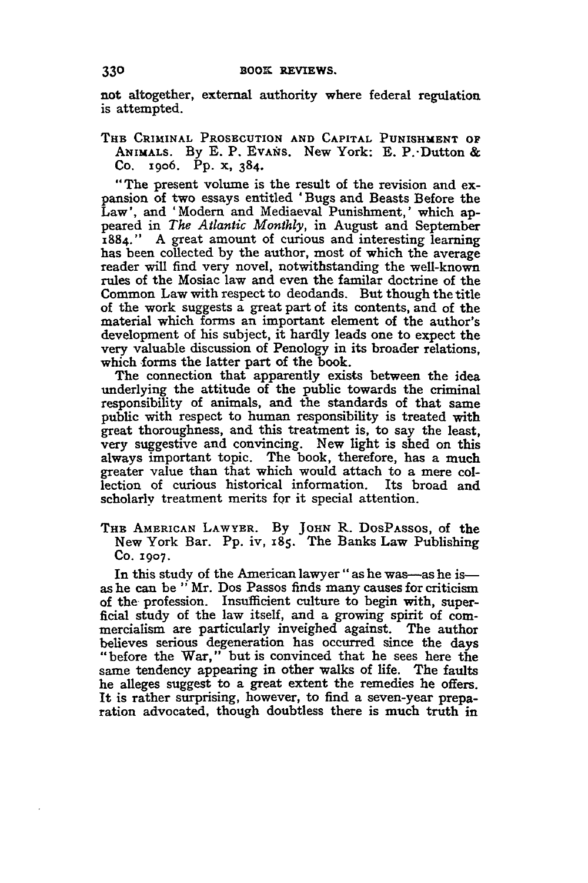not altogether, external authority where federal regulation is attempted.

THE CRIMINAL PROSECUTION AND CAPITAL PUNISHMENT OF ANIMALS. By E. P. EVANS. New York: E. P. Dutton & Co. 1906. Pp. x, 384.

"The present volume is the result of the revision and expansion of two essays entitled 'Bugs and Beasts Before the Law', and 'Modern and Mediaeval Punishment,' which appeared in *The Atlantic Monthly*, in August and September 1884." A great amount of curious and interesting learning has been collected by the author, most of which the average reader will find very novel, notwithstanding the well-known rules of the Mosiac law and even the familar doctrine of the Common Law with respect to deodands. But though the title of the work suggests a great part of its contents, and of the material which forms an important element of the author's development of his subject, it hardly leads one to expect the very valuable discussion of Penology in its broader relations, which forms the latter part of the book.

The connection that apparently exists between the idea underlying the attitude of the public towards the criminal responsibility of animals, and the standards of that same public with respect to human responsibility is treated with great thoroughness, and this treatment is, to say the least, very suggestive and convincing. New light is shed on this always important topic. The book, therefore, has a much greater value than that which would attach to a mere collection of curious historical information. Its broad and scholarly treatment merits for it special attention.

THE AMERICAN LAWYER. By JOHN R. DOSPASSOS, of the New York Bar. Pp. iv, 185. The Banks Law Publishing Co. 1907.

In this study of the American lawyer "as he was—as he is—as he can be" Mr. Dos Passos finds many causes for criticism of the profession. Insufficient culture to begin with, superficial study of the law itself, and a growing spirit of commercialism are particularly inveighed against. The author believes serious degeneration has occurred since the days "before the War," but is convinced that he sees here the same tendency appearing in other walks of life. The faults he alleges suggest to a great extent the remedies he offers. It is rather surprising, however, to find a seven-year preparation advocated, though doubtless there is much truth in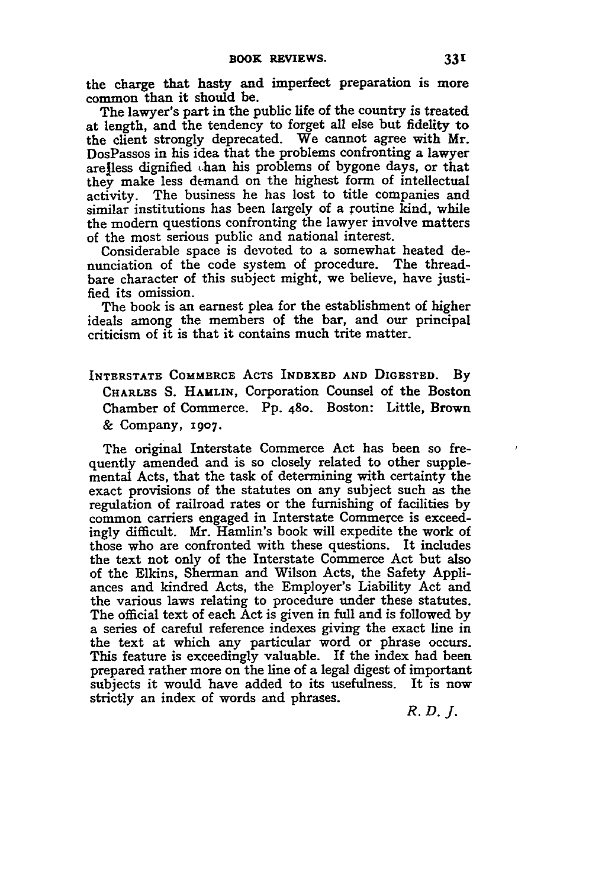the charge that hasty and imperfect preparation is more common than it should be.

The lawyer's part in the public life of the country is treated at length, and the tendency to forget all else but fidelity to the client strongly deprecated. We cannot agree with Mr. DosPassos in his idea that the problems confronting a lawyer are less dignified than his problems of bygone days, or that they make less demand on the highest form of intellectual activity. The business he has lost to title companies and similar institutions has been largely of a routine kind, while the modern questions confronting the lawyer involve matters of the most serious public and national interest.

Considerable space is devoted to a somewhat heated denunciation of the code system of procedure. The threadbare character of this subject might, we believe, have justified its omission.

The book is an earnest plea for the establishment of higher ideals among the members of the bar, and our principal criticism of it is that it contains much trite matter.

INTERSTATE COMMERCE ACTS INDEXED AND DIGESTED. By CHARLES S. HAMLIN, Corporation Counsel of the Boston Chamber of Commerce. Pp. 480. Boston: Little, Brown & Company, 1907.

The original Interstate Commerce Act has been so frequently amended and is so closely related to other supplemental Acts, that the task of determining with certainty the exact provisions of the statutes on any subject such as the regulation of railroad rates or the furnishing of facilities by common carriers engaged in Interstate Commerce is exceedingly difficult. Mr. Hamlin's book will expedite the work of those who are confronted with these questions. It includes the text not only of the Interstate Commerce Act but also of the Elkins, Sherman and Wilson Acts, the Safety Appliances and kindred Acts, the Employer's Liability Act and the various laws relating to procedure under these statutes. The official text of each Act is given in full and is followed by a series of careful reference indexes giving the exact line in the text at which any particular word or phrase occurs. This feature is exceedingly valuable. If the index had been prepared rather more on the line of a legal digest of important subjects it would have added to its usefulness. It is now strictly an index of words and phrases.

*R. D. J.*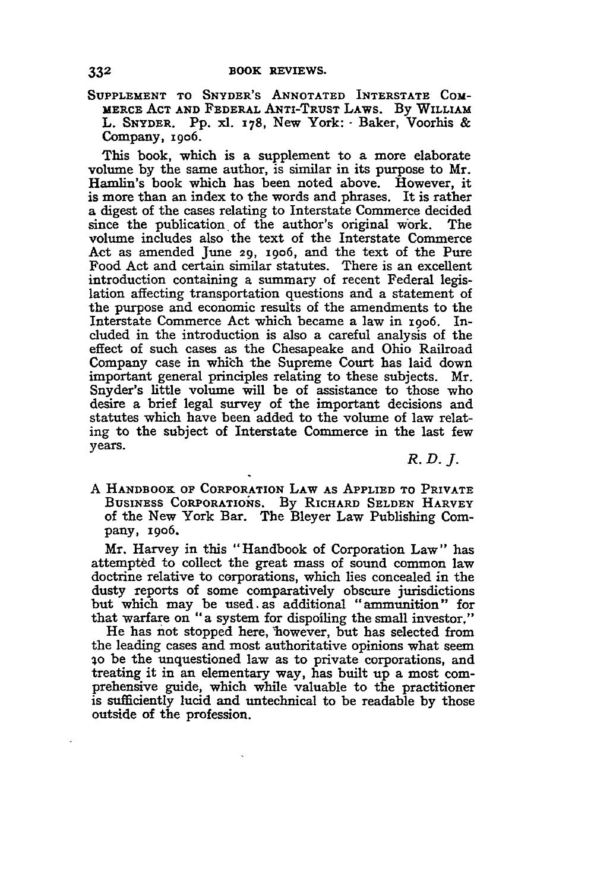SUPPLEMENT TO SNYDER'S ANNOTATED INTERSTATE COMMERCE ACT AND FEDERAL ANTI-TRUST LAWS. By WILLIAM L. SNYDER. Pp. xl. 178, New York: Baker, Voorhis & Company, 1906.

This book, which is a supplement to a more elaborate volume by the same author, is similar in its purpose to Mr. Hamlin's book which has been noted above. However, it is more than an index to the words and phrases. It is rather a digest of the cases relating to Interstate Commerce decided since the publication of the author's original work. The volume includes also the text of the Interstate Commerce Act as amended June 29, 1906, and the text of the Pure Food Act and certain similar statutes. There is an excellent introduction containing a summary of recent Federal legislation affecting transportation questions and a statement of the purpose and economic results of the amendments to the Interstate Commerce Act which became a law in 1906. Included in the introduction is also a careful analysis of the effect of such cases as the Chesapeake and Ohio Railroad Company case in which the Supreme Court has laid down important general principles relating to these subjects. Mr. Snyder's little volume will be of assistance to those who desire a brief legal survey of the important decisions and statutes which have been added to the volume of law relating to the subject of Interstate Commerce in the last few years.

*R. D. J.*

A HANDBOOK OF CORPORATION LAW AS APPLIED TO PRIVATE BUSINESS CORPORATIONS. By RICHARD SELDEN HARVEY of the New York Bar. The Bleyer Law Publishing Company, 1906.

Mr. Harvey in this "Handbook of Corporation Law" has attempted to collect the great mass of sound common law doctrine relative to corporations, which lies concealed in the dusty reports of some comparatively obscure jurisdictions but which may be used as additional "ammunition" for that warfare on "a system for dispoiling the small investor,"

He has not stopped here, however, but has selected from the leading cases and most authoritative opinions what seem to be the unquestioned law as to private corporations, and treating it in an elementary way, has built up a most comprehensive guide, which while valuable to the practitioner is sufficiently lucid and untechnical to be readable by those outside of the profession.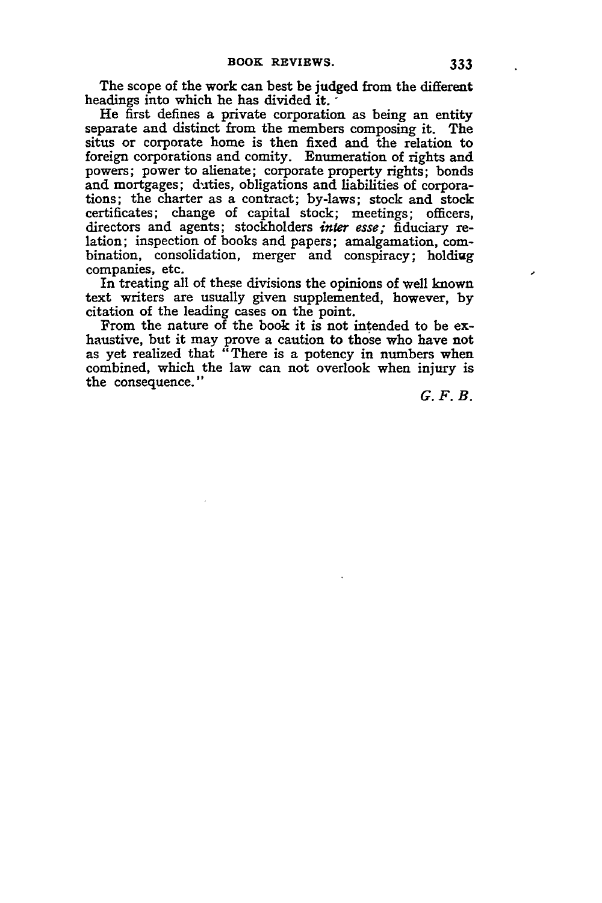The scope of the work can best be judged from the different headings into which he has divided it.

He first defines a private corporation as being an entity separate and distinct from the members composing it. The situs or corporate home is then fixed and the relation to foreign corporations and comity. Enumeration of rights and powers; power to alienate; corporate property rights; bonds and mortgages; duties, obligations and liabilities of corporations; the charter as a contract; by-laws; stock and stock certificates; change of capital stock; meetings; officers, directors and agents; stockholders *inter esse;* fiduciary relation; inspection of books and papers; amalgamation, combination, consolidation, merger and conspiracy; holding companies, etc.

In treating all of these divisions the opinions of well known text writers are usually given supplemented, however, by citation of the leading cases on the point.

From the nature of the book it is not intended to be exhaustive, but it may prove a caution to those who have not as yet realized that "There is a potency in numbers when combined, which the law can not overlook when injury is the consequence."

*G. F. B.*